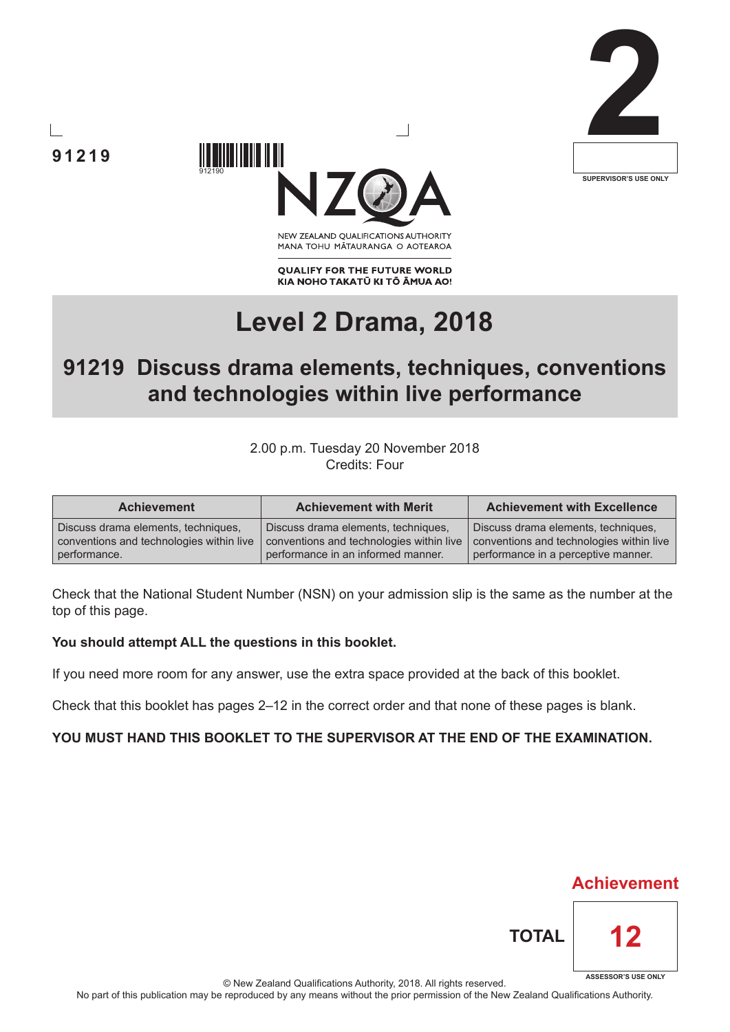91219

912190

2

SUPERVISOR'S USE ONLY

NEW ZEALAND QUALIFICATIONS AUTHORITY
MANA TOHU MĀTAURANGA O AOTEAROA

**QUALIFY FOR THE FUTURE WORLD**
**KIA NOHO TAKATŪ KI TŌ ĀMUA AO!**

# Level 2 Drama, 2018

## 91219 Discuss drama elements, techniques, conventions and technologies within live performance

2.00 p.m. Tuesday 20 November 2018
Credits: Four

| Achievement | Achievement with Merit | Achievement with Excellence |
|---|---|---|
| Discuss drama elements, techniques, conventions and technologies within live performance. | Discuss drama elements, techniques, conventions and technologies within live performance in an informed manner. | Discuss drama elements, techniques, conventions and technologies within live performance in a perceptive manner. |

Check that the National Student Number (NSN) on your admission slip is the same as the number at the top of this page.

**You should attempt ALL the questions in this booklet.**

If you need more room for any answer, use the extra space provided at the back of this booklet.

Check that this booklet has pages 2–12 in the correct order and that none of these pages is blank.

**YOU MUST HAND THIS BOOKLET TO THE SUPERVISOR AT THE END OF THE EXAMINATION.**

Achievement

TOTAL 12

ASSESSOR'S USE ONLY

© New Zealand Qualifications Authority, 2018. All rights reserved.
No part of this publication may be reproduced by any means without the prior permission of the New Zealand Qualifications Authority.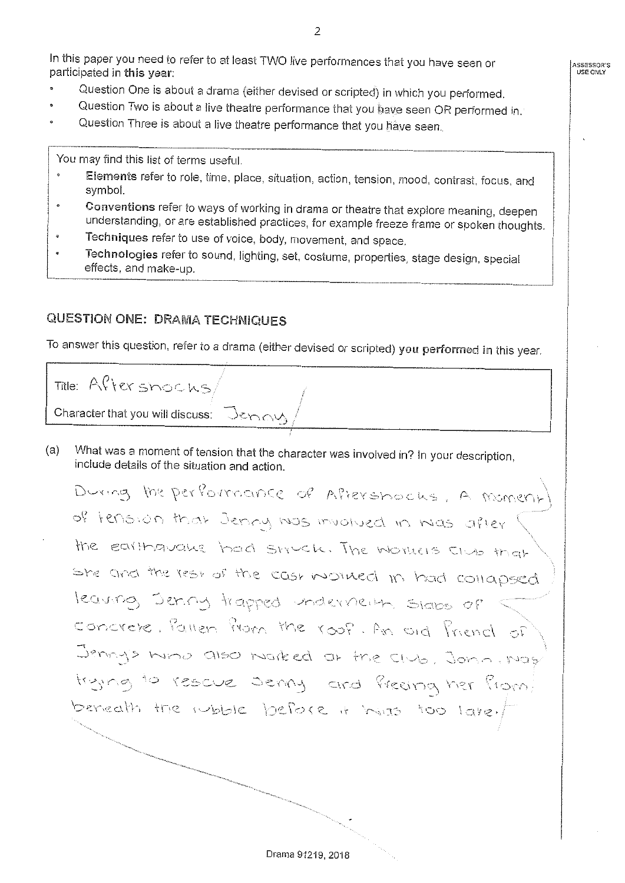ASSESSOR'S USE ONLY

In this paper you need to refer to at least TWO live performances that you have seen or participated in **this year**:

- Question One is about a drama (either devised or scripted) in which you performed.
- Question Two is about a live theatre performance that you have seen OR performed in.
- Question Three is about a live theatre performance that you have seen.

> You may find this list of terms useful.
> - **Elements** refer to role, time, place, situation, action, tension, mood, contrast, focus, and symbol.
> - **Conventions** refer to ways of working in drama or theatre that explore meaning, deepen understanding, or are established practices, for example freeze frame or spoken thoughts.
> - **Techniques** refer to use of voice, body, movement, and space.
> - **Technologies** refer to sound, lighting, set, costume, properties, stage design, special effects, and make-up.

## QUESTION ONE: DRAMA TECHNIQUES

To answer this question, refer to a drama (either devised or scripted) **you performed in** this year.

Title: Aftershocks

Character that you will discuss: Jenny

(a) What was a moment of tension that the character was involved in? In your description, include details of the situation and action.

During the performance of Aftershocks, a moment of tension that Jenny was involved in was after the earthquake had struck. The workers club that she and the rest of the cast worked in had collapsed leaving Jenny trapped underneath slabs of concrete, fallen from the roof. An old friend of Jennys who also worked at the club, John, was trying to rescue Jenny and freeing her from beneath the rubble before it was too late.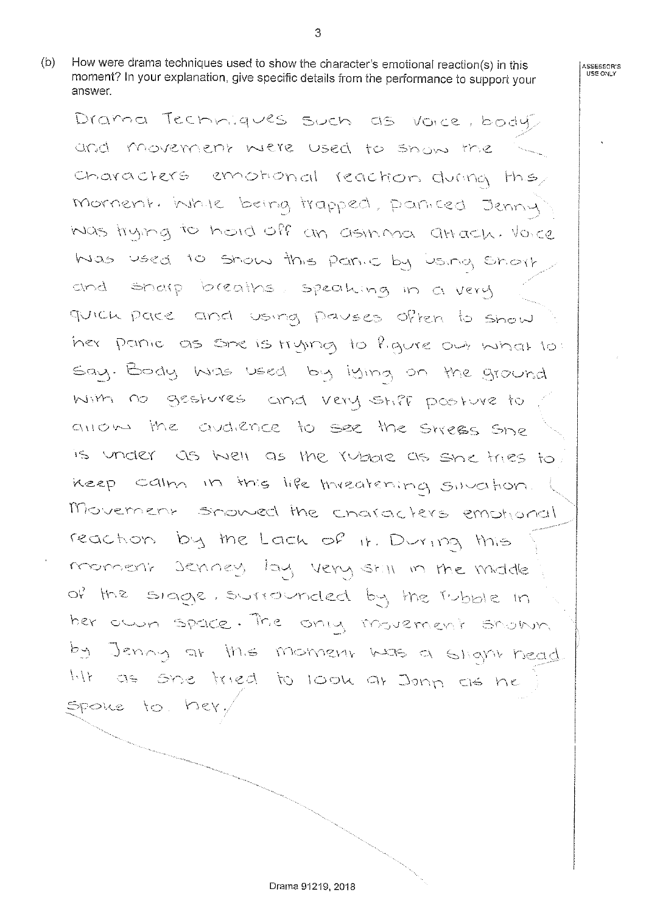(b) How were drama techniques used to show the character's emotional reaction(s) in this moment? In your explanation, give specific details from the performance to support your answer.

ASSESSOR'S USE ONLY

Drama Techniques such as voice, body and movement were used to show the characters emotional reaction during this moment. While being trapped, panicked Jenny was trying to hold off an asthma attack. Voice was used to show this panic by using short and sharp breaths. speaking in a very quick pace and using pauses often to show her panic as she is trying to figure out what to say. Body was used by lying on the ground with no gestures and very stiff posture to allow the audience to see the stress she is under as well as the rubble as she tries to keep calm in this life threatening situation. Movement showed the characters emotional reaction by the lack of it. During this moment Jenney lay very still in the middle of the stage, surrounded by the rubble in her own space. The only movement shown by Jenny at this moment was a slight head tilt as she tried to look at John as he spoke to her.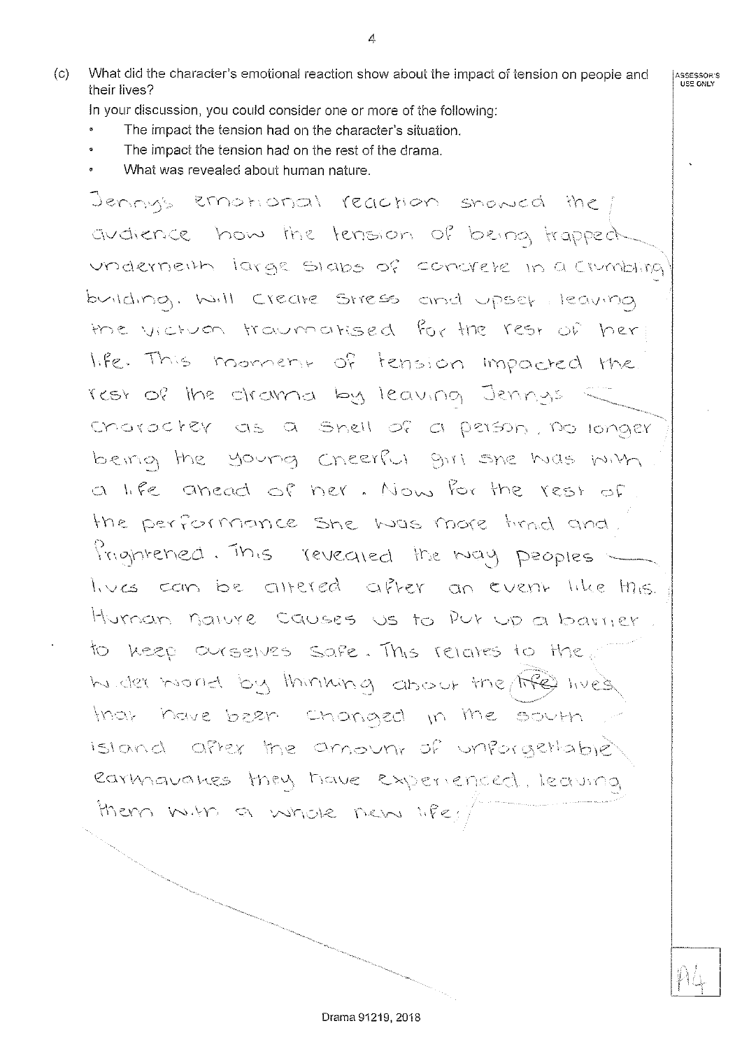(c) What did the character's emotional reaction show about the impact of tension on people and their lives?

In your discussion, you could consider one or more of the following:

- The impact the tension had on the character's situation.
- The impact the tension had on the rest of the drama.
- What was revealed about human nature.

ASSESSOR'S USE ONLY

Jenny's emotional reaction showed the audience how the tension of being trapped underneith large slabs of concrete in a crumbling building. Will create stress and upset leaving the victum traumatised for the rest of her life. This moment of tension impacted the rest of the drama by leaving Jennys character as a shell of a person, no longer being the young cheerful girl she was with a life ahead of her. Now for the rest of the performance she was more timid and frightened. This revealed the way peoples lives can be altered after an event like this. Human naiure causes us to put up a barrier to keep ourselves safe. This relates to the wider world by thinking about the ~~life~~ lives that have been changed in the south island after the amount of unforgettable earthquakes they have experienced, leaving them with a whole new life.

A4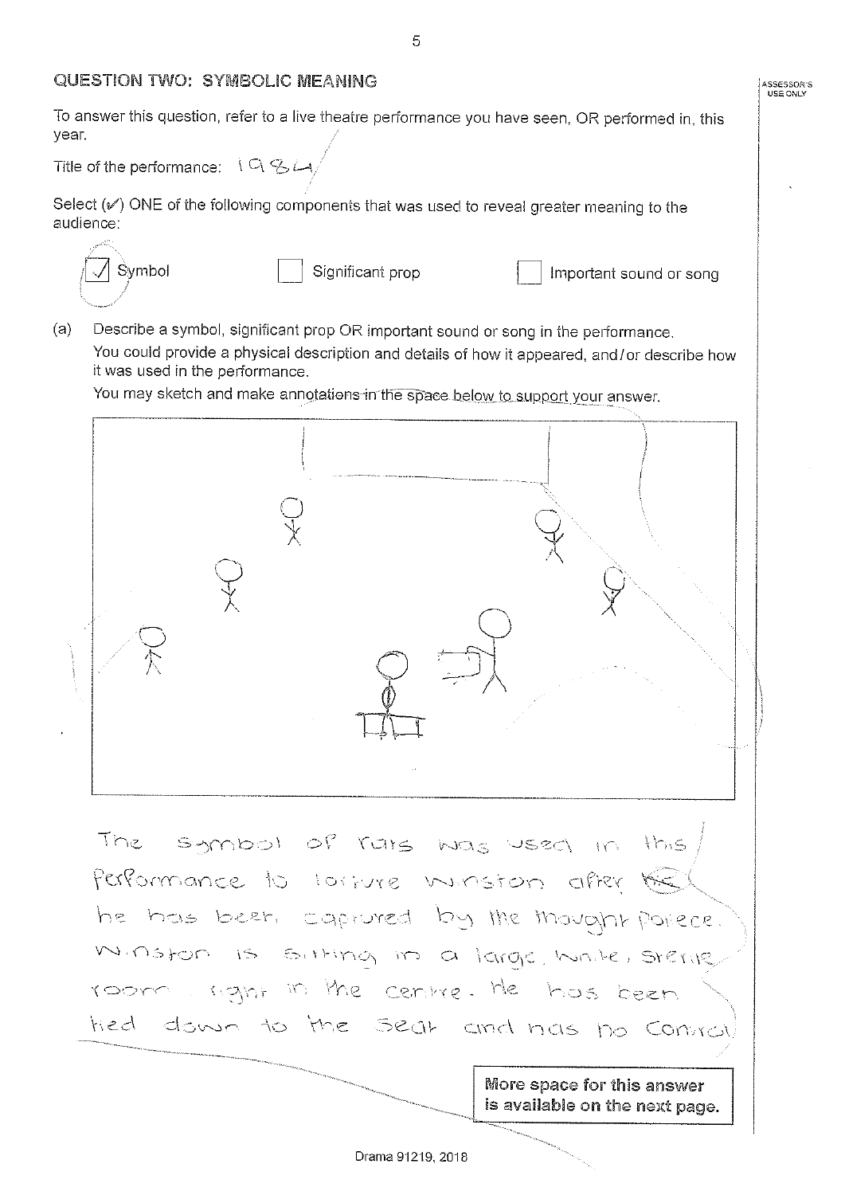## QUESTION TWO: SYMBOLIC MEANING

To answer this question, refer to a live theatre performance you have seen, OR performed in, this year.

Title of the performance: 1984

Select (✓) ONE of the following components that was used to reveal greater meaning to the audience:

☑ Symbol ☐ Significant prop ☐ Important sound or song

(a) Describe a symbol, significant prop OR important sound or song in the performance.
You could provide a physical description and details of how it appeared, and/or describe how it was used in the performance.
You may sketch and make annotations in the space below to support your answer.

The symbol of rats was used in this performance to torture Winston after ~~he~~ he has been captured by the thought porece. Winston is sitting in a large, white, sterile room right in the centre. He has been tied down to the seat and has no control

**More space for this answer is available on the next page.**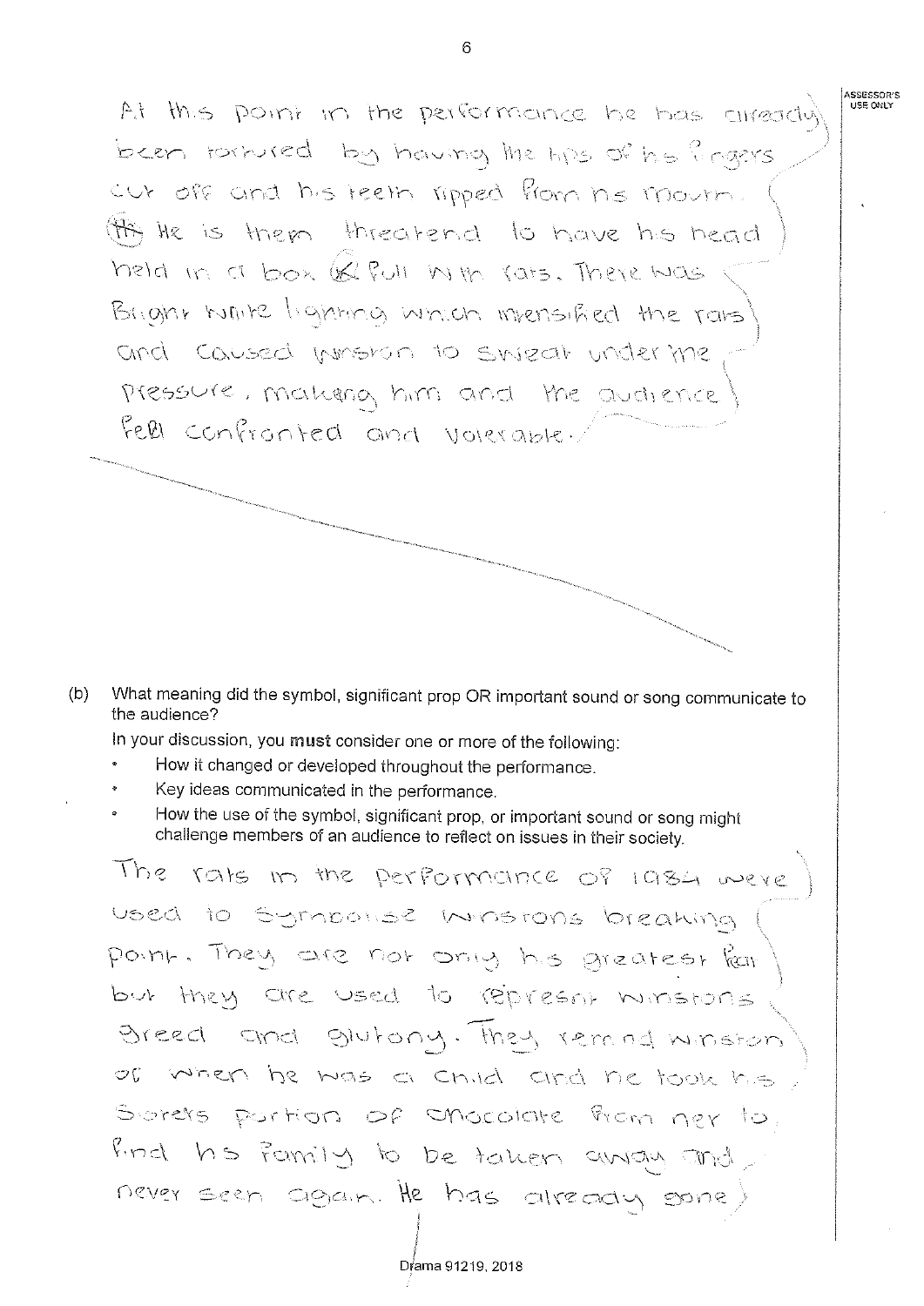At this point in the performance he has already been tortured by having the tips of his fingers cut off and his teeth ripped from his mouth. He is them threatend to have his head held in a box full with rats. There was Bright white lighting which intensified the rats and caused Winston to sweat under the pressure, making him and the audience fell confronted and volerable.

(b) What meaning did the symbol, significant prop OR important sound or song communicate to the audience?

In your discussion, you **must** consider one or more of the following:

- How it changed or developed throughout the performance.
- Key ideas communicated in the performance.
- How the use of the symbol, significant prop, or important sound or song might challenge members of an audience to reflect on issues in their society.

The rats in the performance of 1984 were used to symbolise Winstons breaking point. They are not only his greatest fear but they are used to represent Winstons greed and glutony. They remind Winston of when he was a child and he took his sisters portion of chocolate from her to find his family to be taken away and never seen again. He has already gone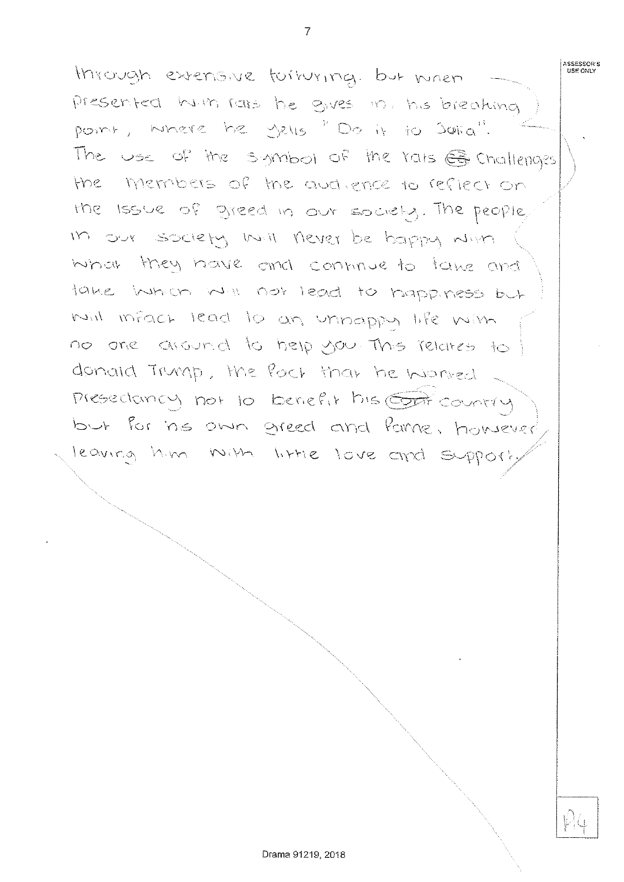through extensive torturing. but when presented with rats he gives in, his breaking point, where he yells "Do it to Julia". The use of the symbol of the rats challenges the members of the audience to reflect on the issue of greed in our society. The people in our society will never be happy with what they have and continue to take and take which will not lead to happiness but will infact lead to an unhappy life with no one around to help you. This relates to donald Trump, the fact that he wanted presedancy not to benefit his country but for his own greed and fame, however leaving him with little love and support.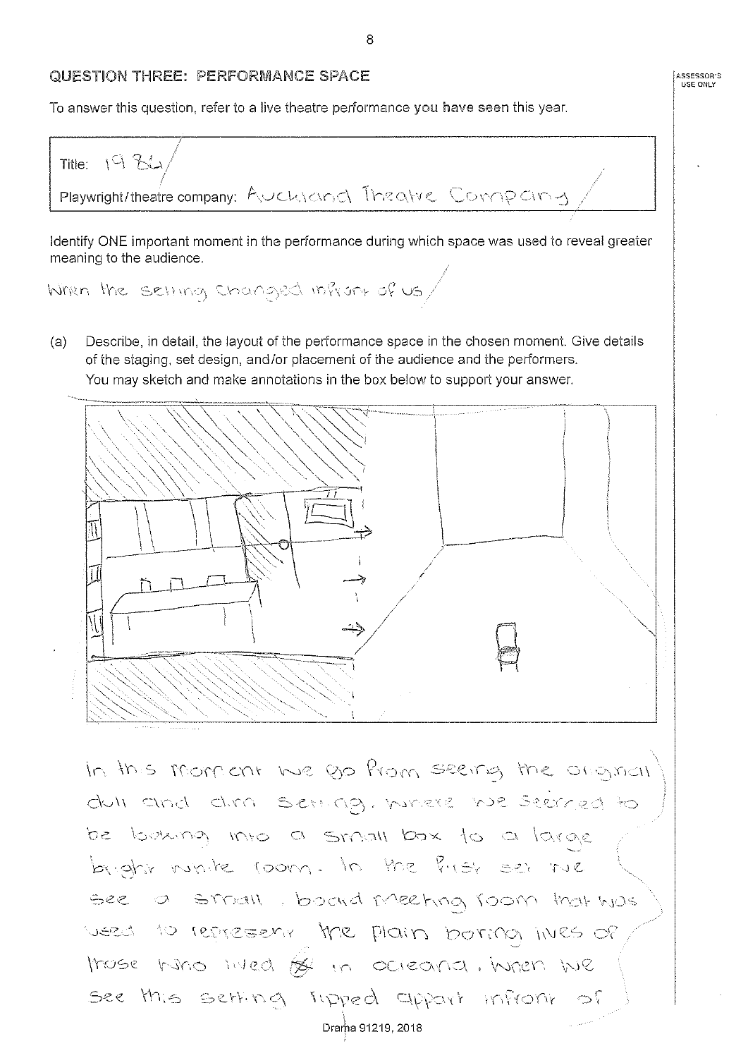## QUESTION THREE: PERFORMANCE SPACE

To answer this question, refer to a live theatre performance you have seen this year.

Title: 1984

Playwright/theatre company: Auckland Theatre Company

Identify ONE important moment in the performance during which space was used to reveal greater meaning to the audience.

When the setting changed infront of us

(a) Describe, in detail, the layout of the performance space in the chosen moment. Give details of the staging, set design, and/or placement of the audience and the performers.
You may sketch and make annotations in the box below to support your answer.

In this moment we go from seeing the orignal dull and dim setting, where we seemed to be looking into a small box to a large bright white room. In the first set we see a small board meeting room that was used to represent the plain boring lives of those who lived in oceana. When we see this setting ripped appart infront of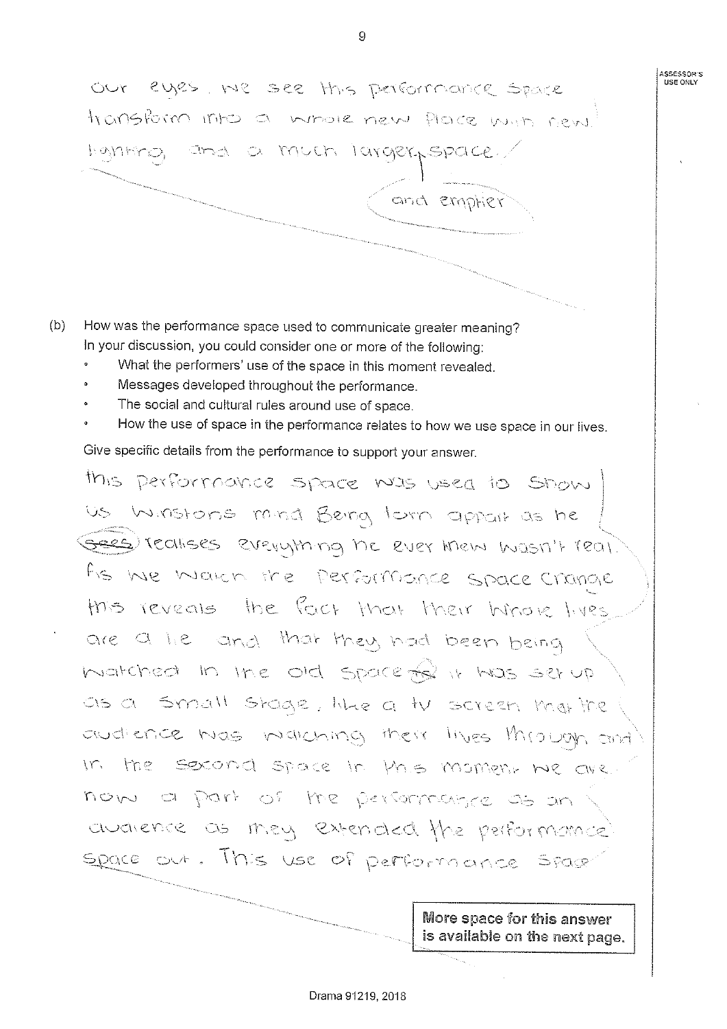our eyes. we see this performance space transform into a whole new place with new lighting and a much larger space.

and emptier

(b) How was the performance space used to communicate greater meaning?
In your discussion, you could consider one or more of the following:

- What the performers' use of the space in this moment revealed.
- Messages developed throughout the performance.
- The social and cultural rules around use of space.
- How the use of space in the performance relates to how we use space in our lives.

Give specific details from the performance to support your answer.

this performance space was used to show us Winstons mind Being torn appart as he ~~sees~~ realises everything he ever knew wasn't real. As we watch the performance space change this reveals the fact that their whole lives are a lie and that they had been being watched in the old space as it was set up as a small stage, like a tv screen that the audience was watching their lives through and in the second space in this moment we are now a part of the performance as an audience as they extended the performance space out. This use of performance space

More space for this answer is available on the next page.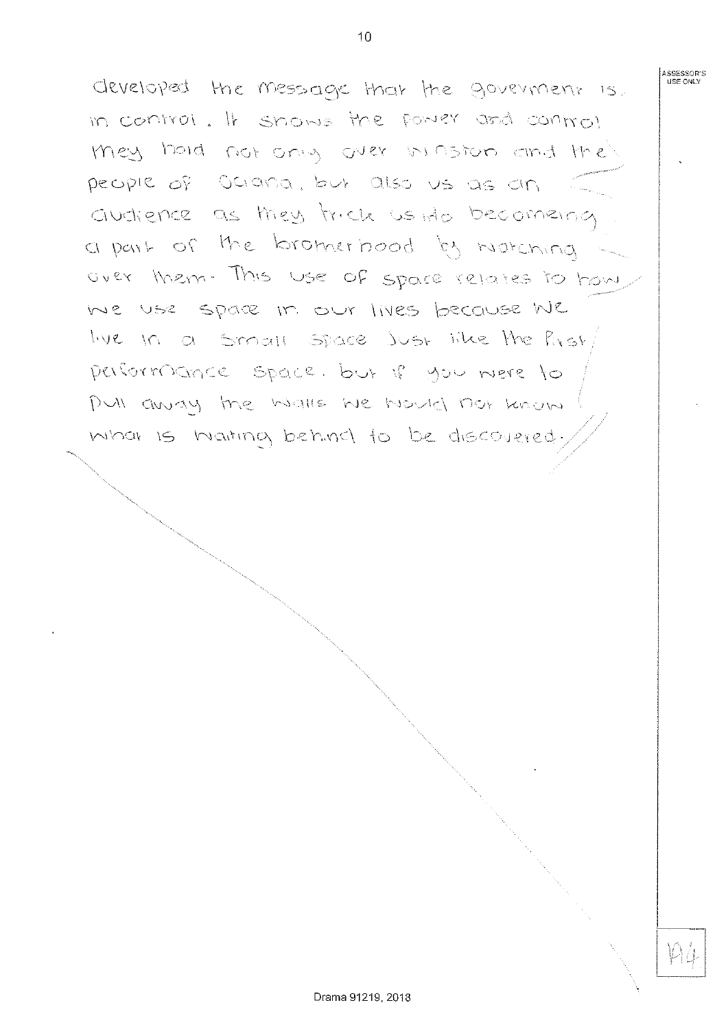developed the message that the goverment is in control. It shows the power and control they hold not only over Winston and the people of Oceana, but also us as an audience as they trick us into becomeing a part of the brotherhood by watching over them. This use of space relates to how we use space in our lives because we live in a small space just like the first performance space. but if you were to pull away the walls we would not know what is waiting behind to be discovered.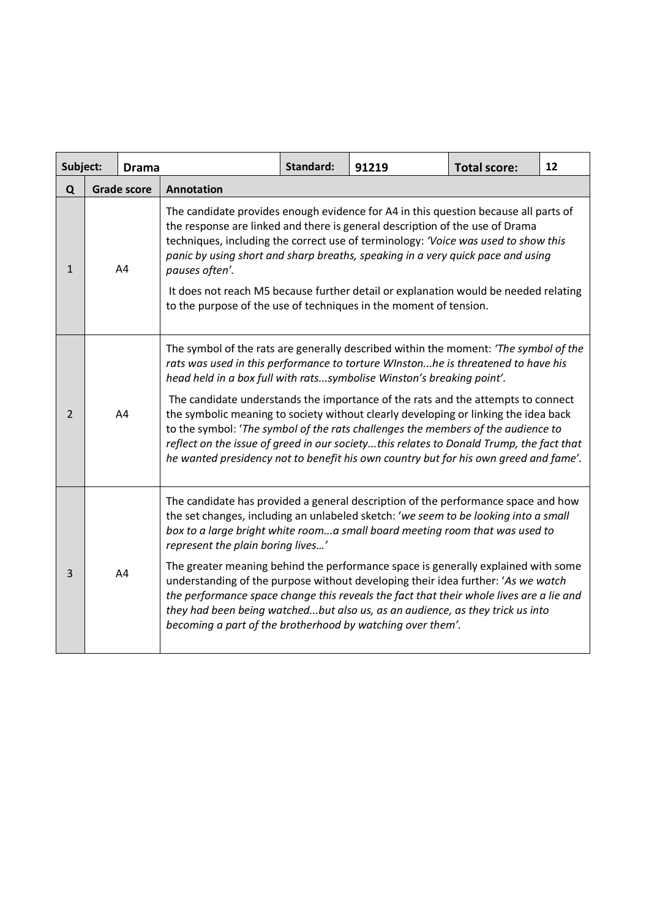| Subject: | Drama | Standard: | 91219 | Total score: | 12 |
|---|---|---|---|---|---|

| Q | Grade score | Annotation |
|---|---|---|
| 1 | A4 | The candidate provides enough evidence for A4 in this question because all parts of the response are linked and there is general description of the use of Drama techniques, including the correct use of terminology: *'Voice was used to show this panic by using short and sharp breaths, speaking in a very quick pace and using pauses often'*.<br><br>It does not reach M5 because further detail or explanation would be needed relating to the purpose of the use of techniques in the moment of tension. |
| 2 | A4 | The symbol of the rats are generally described within the moment: *'The symbol of the rats was used in this performance to torture WInston...he is threatened to have his head held in a box full with rats...symbolise Winston's breaking point'*.<br><br>The candidate understands the importance of the rats and the attempts to connect the symbolic meaning to society without clearly developing or linking the idea back to the symbol: '*The symbol of the rats challenges the members of the audience to reflect on the issue of greed in our society...this relates to Donald Trump, the fact that he wanted presidency not to benefit his own country but for his own greed and fame'*. |
| 3 | A4 | The candidate has provided a general description of the performance space and how the set changes, including an unlabeled sketch: '*we seem to be looking into a small box to a large bright white room...a small board meeting room that was used to represent the plain boring lives...'*<br><br>The greater meaning behind the performance space is generally explained with some understanding of the purpose without developing their idea further: '*As we watch the performance space change this reveals the fact that their whole lives are a lie and they had been being watched...but also us, as an audience, as they trick us into becoming a part of the brotherhood by watching over them'*. |